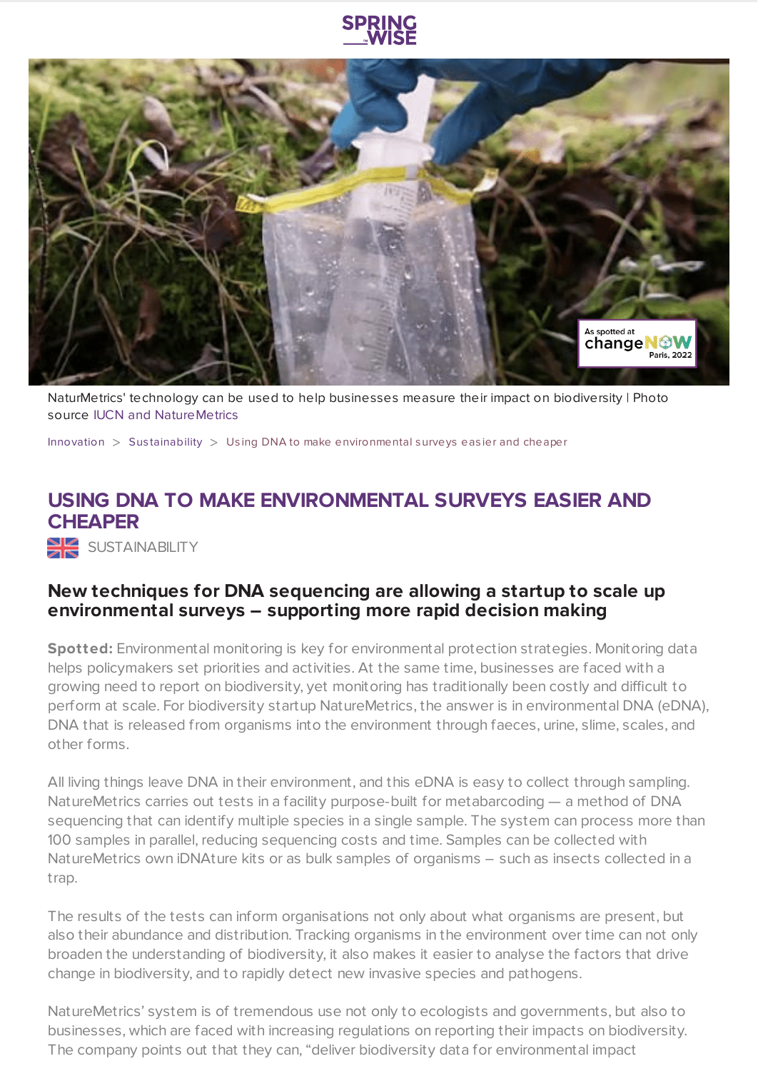NaturMetrics' technology can be used to help businesses measure their impact on biodiversity | Photo source IUCN and NatureMetrics

Innovation > Sustainability > Using DNA to make environmental surveys easier and cheaper

# USING DNA TO MAKE ENVIRONMENTAL SURVEYS EASIER AND CHEAPER

SUSTAINABILITY

## New techniques for DNA sequencing are allowing a startup to scale up environmental surveys – supporting more rapid decision making

**Spotted:** Environmental monitoring is key for environmental protection strategies. Monitoring data helps policymakers set priorities and activities. At the same time, businesses are faced with a growing need to report on biodiversity, yet monitoring has traditionally been costly and difficult to perform at scale. For biodiversity startup NatureMetrics, the answer is in environmental DNA (eDNA), DNA that is released from organisms into the environment through faeces, urine, slime, scales, and other forms.

All living things leave DNA in their environment, and this eDNA is easy to collect through sampling. NatureMetrics carries out tests in a facility purpose-built for metabarcoding — a method of DNA sequencing that can identify multiple species in a single sample. The system can process more than 100 samples in parallel, reducing sequencing costs and time. Samples can be collected with NatureMetrics own iDNAture kits or as bulk samples of organisms – such as insects collected in a trap.

The results of the tests can inform organisations not only about what organisms are present, but also their abundance and distribution. Tracking organisms in the environment over time can not only broaden the understanding of biodiversity, it also makes it easier to analyse the factors that drive change in biodiversity, and to rapidly detect new invasive species and pathogens.

NatureMetrics' system is of tremendous use not only to ecologists and governments, but also to businesses, which are faced with increasing regulations on reporting their impacts on biodiversity. The company points out that they can, "deliver biodiversity data for environmental impact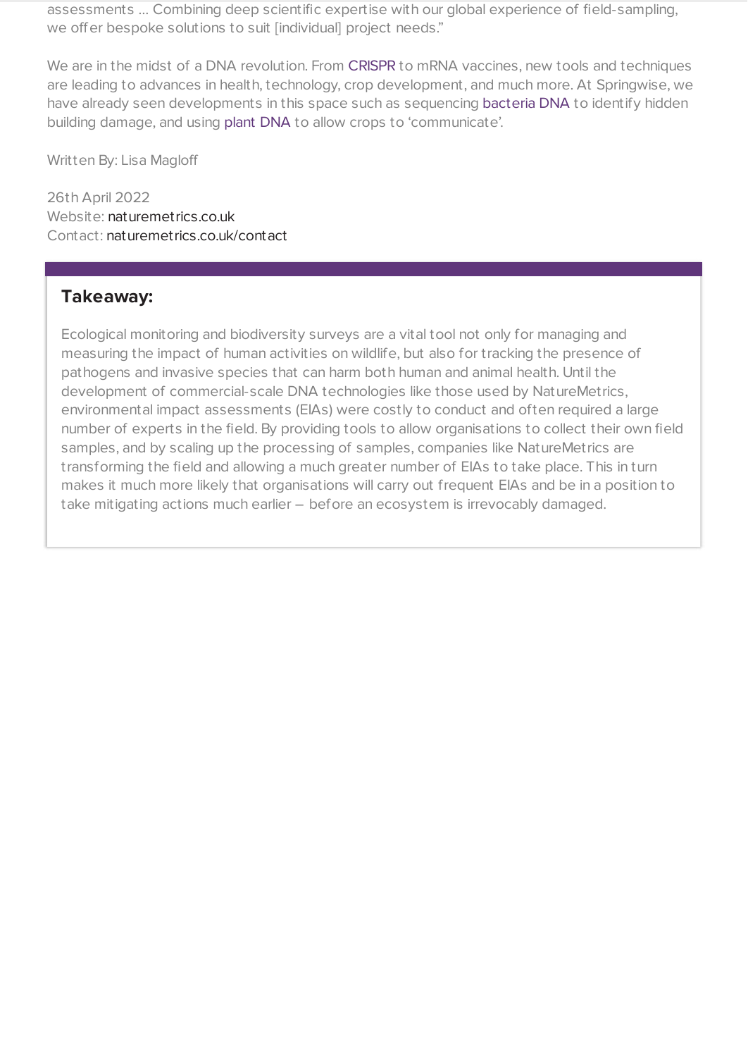assessments … Combining deep scientific expertise with our global experience of field-sampling, we offer bespoke solutions to suit [individual] project needs."

We are in the midst of a DNA revolution. From CRISPR to mRNA vaccines, new tools and techniques are leading to advances in health, technology, crop development, and much more. At Springwise, we have already seen developments in this space such as sequencing bacteria DNA to identify hidden building damage, and using plant DNA to allow crops to 'communicate'.

Written By: Lisa Magloff

26th April 2022
Website: naturemetrics.co.uk
Contact: naturemetrics.co.uk/contact

## Takeaway:

Ecological monitoring and biodiversity surveys are a vital tool not only for managing and measuring the impact of human activities on wildlife, but also for tracking the presence of pathogens and invasive species that can harm both human and animal health. Until the development of commercial-scale DNA technologies like those used by NatureMetrics, environmental impact assessments (EIAs) were costly to conduct and often required a large number of experts in the field. By providing tools to allow organisations to collect their own field samples, and by scaling up the processing of samples, companies like NatureMetrics are transforming the field and allowing a much greater number of EIAs to take place. This in turn makes it much more likely that organisations will carry out frequent EIAs and be in a position to take mitigating actions much earlier – before an ecosystem is irrevocably damaged.